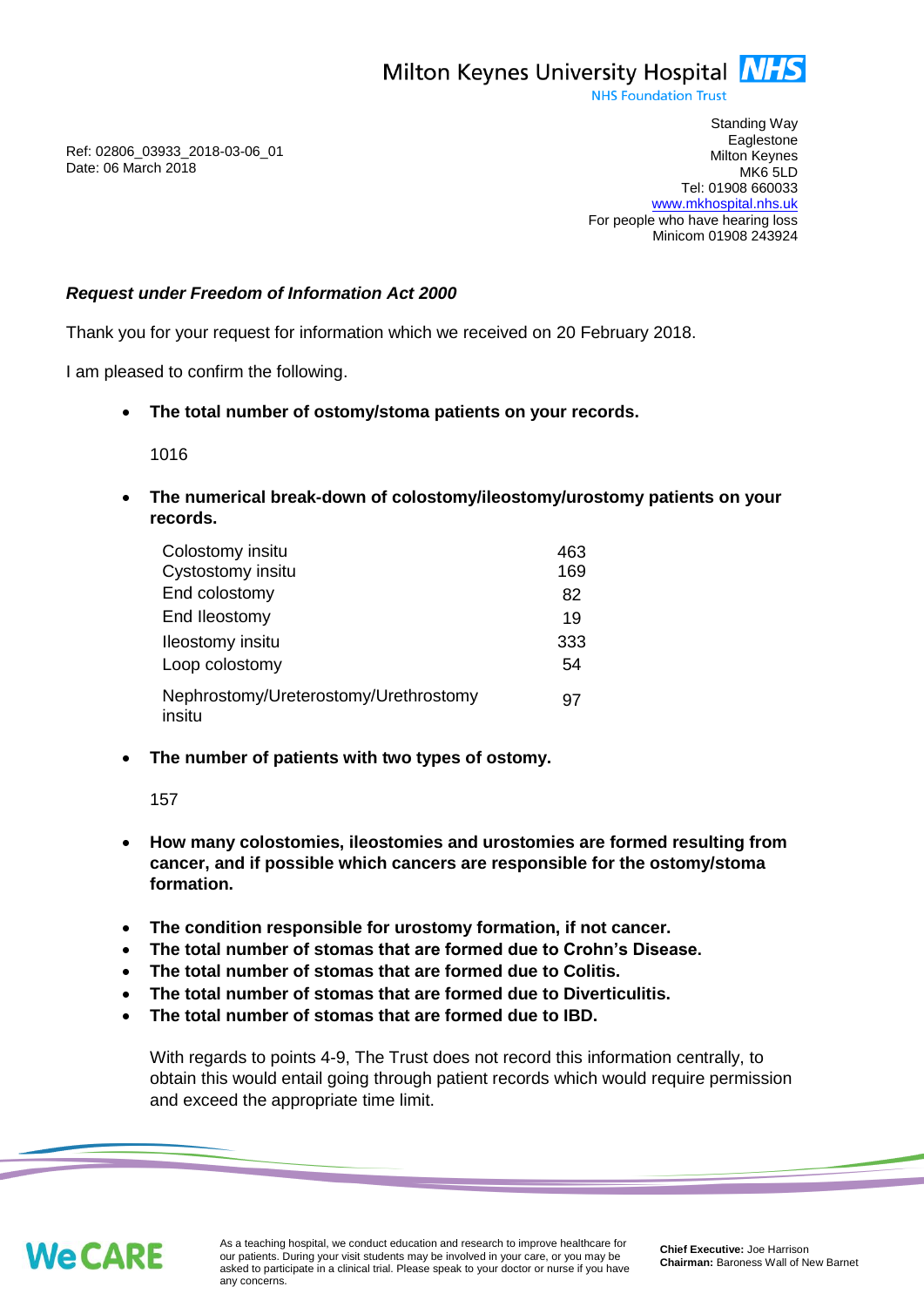Milton Keynes University Hospital NHS
NHS Foundation Trust

Standing Way
Eaglestone
Milton Keynes
MK6 5LD
Tel: 01908 660033
www.mkhospital.nhs.uk
For people who have hearing loss
Minicom 01908 243924

Ref: 02806_03933_2018-03-06_01
Date: 06 March 2018

***Request under Freedom of Information Act 2000***

Thank you for your request for information which we received on 20 February 2018.

I am pleased to confirm the following.

- **The total number of ostomy/stoma patients on your records.**

  1016

- **The numerical break-down of colostomy/ileostomy/urostomy patients on your records.**

| | |
|---|---|
| Colostomy insitu | 463 |
| Cystostomy insitu | 169 |
| End colostomy | 82 |
| End Ileostomy | 19 |
| Ileostomy insitu | 333 |
| Loop colostomy | 54 |
| Nephrostomy/Ureterostomy/Urethrostomy insitu | 97 |

- **The number of patients with two types of ostomy.**

  157

- **How many colostomies, ileostomies and urostomies are formed resulting from cancer, and if possible which cancers are responsible for the ostomy/stoma formation.**

- **The condition responsible for urostomy formation, if not cancer.**
- **The total number of stomas that are formed due to Crohn's Disease.**
- **The total number of stomas that are formed due to Colitis.**
- **The total number of stomas that are formed due to Diverticulitis.**
- **The total number of stomas that are formed due to IBD.**

  With regards to points 4-9, The Trust does not record this information centrally, to obtain this would entail going through patient records which would require permission and exceed the appropriate time limit.

We CARE

As a teaching hospital, we conduct education and research to improve healthcare for our patients. During your visit students may be involved in your care, or you may be asked to participate in a clinical trial. Please speak to your doctor or nurse if you have any concerns.

**Chief Executive:** Joe Harrison
**Chairman:** Baroness Wall of New Barnet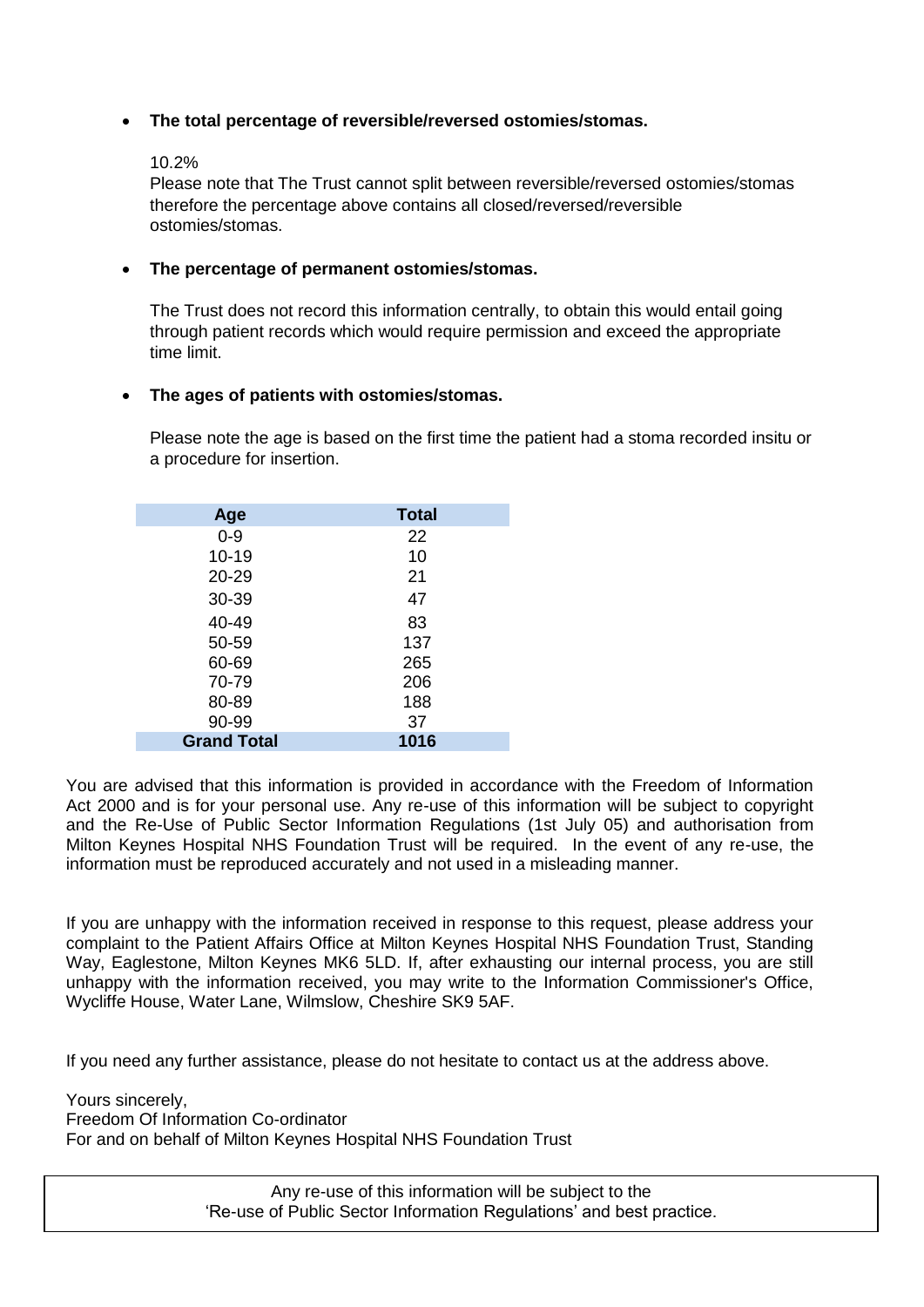- **The total percentage of reversible/reversed ostomies/stomas.**

  10.2%
  Please note that The Trust cannot split between reversible/reversed ostomies/stomas therefore the percentage above contains all closed/reversed/reversible ostomies/stomas.

- **The percentage of permanent ostomies/stomas.**

  The Trust does not record this information centrally, to obtain this would entail going through patient records which would require permission and exceed the appropriate time limit.

- **The ages of patients with ostomies/stomas.**

  Please note the age is based on the first time the patient had a stoma recorded insitu or a procedure for insertion.

| Age | Total |
|---|---|
| 0-9 | 22 |
| 10-19 | 10 |
| 20-29 | 21 |
| 30-39 | 47 |
| 40-49 | 83 |
| 50-59 | 137 |
| 60-69 | 265 |
| 70-79 | 206 |
| 80-89 | 188 |
| 90-99 | 37 |
| **Grand Total** | **1016** |

You are advised that this information is provided in accordance with the Freedom of Information Act 2000 and is for your personal use. Any re-use of this information will be subject to copyright and the Re-Use of Public Sector Information Regulations (1st July 05) and authorisation from Milton Keynes Hospital NHS Foundation Trust will be required. In the event of any re-use, the information must be reproduced accurately and not used in a misleading manner.

If you are unhappy with the information received in response to this request, please address your complaint to the Patient Affairs Office at Milton Keynes Hospital NHS Foundation Trust, Standing Way, Eaglestone, Milton Keynes MK6 5LD. If, after exhausting our internal process, you are still unhappy with the information received, you may write to the Information Commissioner's Office, Wycliffe House, Water Lane, Wilmslow, Cheshire SK9 5AF.

If you need any further assistance, please do not hesitate to contact us at the address above.

Yours sincerely,
Freedom Of Information Co-ordinator
For and on behalf of Milton Keynes Hospital NHS Foundation Trust

Any re-use of this information will be subject to the
'Re-use of Public Sector Information Regulations' and best practice.